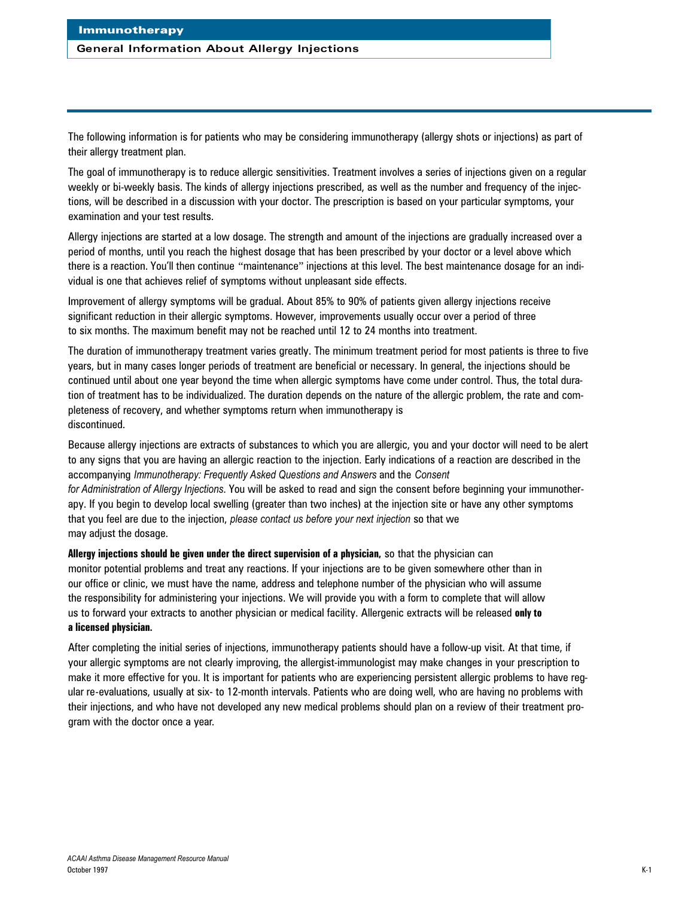# Immunotherapy

## General Information About Allergy Injections

The following information is for patients who may be considering immunotherapy (allergy shots or injections) as part of their allergy treatment plan.

The goal of immunotherapy is to reduce allergic sensitivities. Treatment involves a series of injections given on a regular weekly or bi-weekly basis. The kinds of allergy injections prescribed, as well as the number and frequency of the injections, will be described in a discussion with your doctor. The prescription is based on your particular symptoms, your examination and your test results.

Allergy injections are started at a low dosage. The strength and amount of the injections are gradually increased over a period of months, until you reach the highest dosage that has been prescribed by your doctor or a level above which there is a reaction. You'll then continue "maintenance" injections at this level. The best maintenance dosage for an individual is one that achieves relief of symptoms without unpleasant side effects.

Improvement of allergy symptoms will be gradual. About 85% to 90% of patients given allergy injections receive significant reduction in their allergic symptoms. However, improvements usually occur over a period of three to six months. The maximum benefit may not be reached until 12 to 24 months into treatment.

The duration of immunotherapy treatment varies greatly. The minimum treatment period for most patients is three to five years, but in many cases longer periods of treatment are beneficial or necessary. In general, the injections should be continued until about one year beyond the time when allergic symptoms have come under control. Thus, the total duration of treatment has to be individualized. The duration depends on the nature of the allergic problem, the rate and completeness of recovery, and whether symptoms return when immunotherapy is discontinued.

Because allergy injections are extracts of substances to which you are allergic, you and your doctor will need to be alert to any signs that you are having an allergic reaction to the injection. Early indications of a reaction are described in the accompanying *Immunotherapy: Frequently Asked Questions and Answers* and the *Consent for Administration of Allergy Injections*. You will be asked to read and sign the consent before beginning your immunotherapy. If you begin to develop local swelling (greater than two inches) at the injection site or have any other symptoms that you feel are due to the injection, *please contact us before your next injection* so that we may adjust the dosage.

**Allergy injections should be given under the direct supervision of a physician,** so that the physician can monitor potential problems and treat any reactions. If your injections are to be given somewhere other than in our office or clinic, we must have the name, address and telephone number of the physician who will assume the responsibility for administering your injections. We will provide you with a form to complete that will allow us to forward your extracts to another physician or medical facility. Allergenic extracts will be released **only to a licensed physician.**

After completing the initial series of injections, immunotherapy patients should have a follow-up visit. At that time, if your allergic symptoms are not clearly improving, the allergist-immunologist may make changes in your prescription to make it more effective for you. It is important for patients who are experiencing persistent allergic problems to have regular re-evaluations, usually at six- to 12-month intervals. Patients who are doing well, who are having no problems with their injections, and who have not developed any new medical problems should plan on a review of their treatment program with the doctor once a year.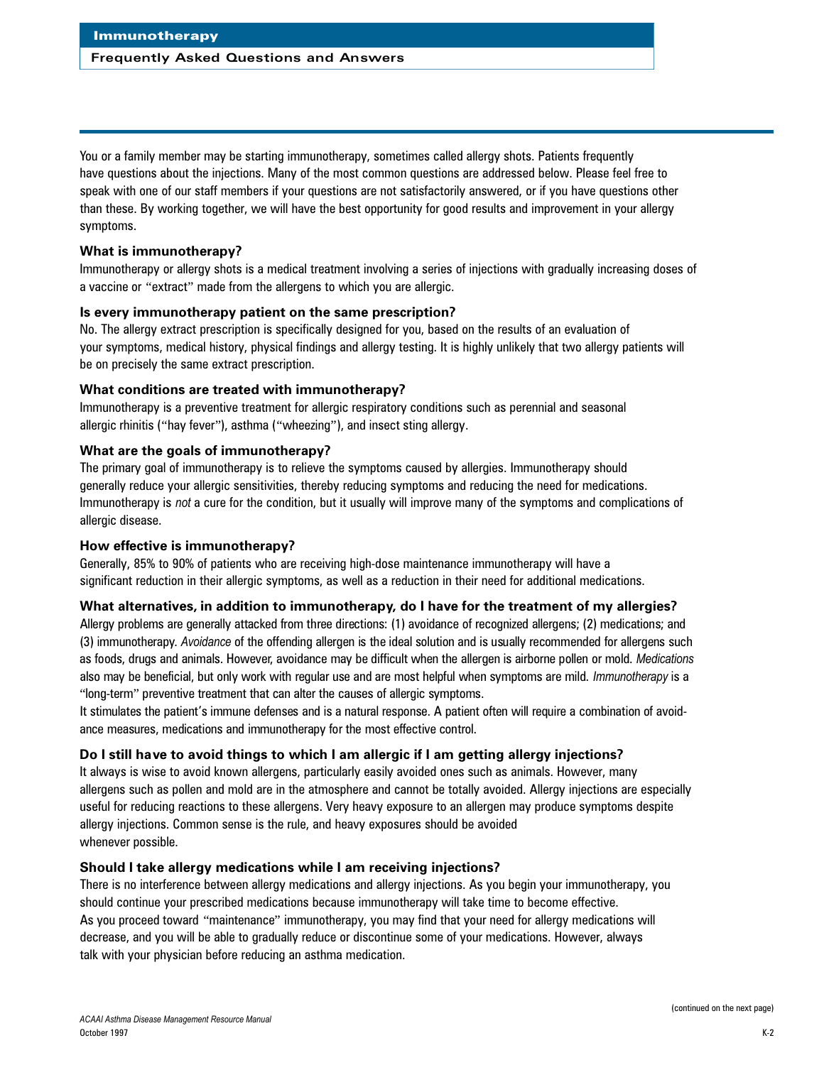# Immunotherapy

## Frequently Asked Questions and Answers

You or a family member may be starting immunotherapy, sometimes called allergy shots. Patients frequently have questions about the injections. Many of the most common questions are addressed below. Please feel free to speak with one of our staff members if your questions are not satisfactorily answered, or if you have questions other than these. By working together, we will have the best opportunity for good results and improvement in your allergy symptoms.

### What is immunotherapy?

Immunotherapy or allergy shots is a medical treatment involving a series of injections with gradually increasing doses of a vaccine or "extract" made from the allergens to which you are allergic.

### Is every immunotherapy patient on the same prescription?

No. The allergy extract prescription is specifically designed for you, based on the results of an evaluation of your symptoms, medical history, physical findings and allergy testing. It is highly unlikely that two allergy patients will be on precisely the same extract prescription.

### What conditions are treated with immunotherapy?

Immunotherapy is a preventive treatment for allergic respiratory conditions such as perennial and seasonal allergic rhinitis ("hay fever"), asthma ("wheezing"), and insect sting allergy.

### What are the goals of immunotherapy?

The primary goal of immunotherapy is to relieve the symptoms caused by allergies. Immunotherapy should generally reduce your allergic sensitivities, thereby reducing symptoms and reducing the need for medications. Immunotherapy is *not* a cure for the condition, but it usually will improve many of the symptoms and complications of allergic disease.

### How effective is immunotherapy?

Generally, 85% to 90% of patients who are receiving high-dose maintenance immunotherapy will have a significant reduction in their allergic symptoms, as well as a reduction in their need for additional medications.

### What alternatives, in addition to immunotherapy, do I have for the treatment of my allergies?

Allergy problems are generally attacked from three directions: (1) avoidance of recognized allergens; (2) medications; and (3) immunotherapy. *Avoidance* of the offending allergen is the ideal solution and is usually recommended for allergens such as foods, drugs and animals. However, avoidance may be difficult when the allergen is airborne pollen or mold. *Medications* also may be beneficial, but only work with regular use and are most helpful when symptoms are mild. *Immunotherapy* is a "long-term" preventive treatment that can alter the causes of allergic symptoms.

It stimulates the patient's immune defenses and is a natural response. A patient often will require a combination of avoidance measures, medications and immunotherapy for the most effective control.

### Do I still have to avoid things to which I am allergic if I am getting allergy injections?

It always is wise to avoid known allergens, particularly easily avoided ones such as animals. However, many allergens such as pollen and mold are in the atmosphere and cannot be totally avoided. Allergy injections are especially useful for reducing reactions to these allergens. Very heavy exposure to an allergen may produce symptoms despite allergy injections. Common sense is the rule, and heavy exposures should be avoided whenever possible.

### Should I take allergy medications while I am receiving injections?

There is no interference between allergy medications and allergy injections. As you begin your immunotherapy, you should continue your prescribed medications because immunotherapy will take time to become effective. As you proceed toward "maintenance" immunotherapy, you may find that your need for allergy medications will decrease, and you will be able to gradually reduce or discontinue some of your medications. However, always talk with your physician before reducing an asthma medication.

(continued on the next page)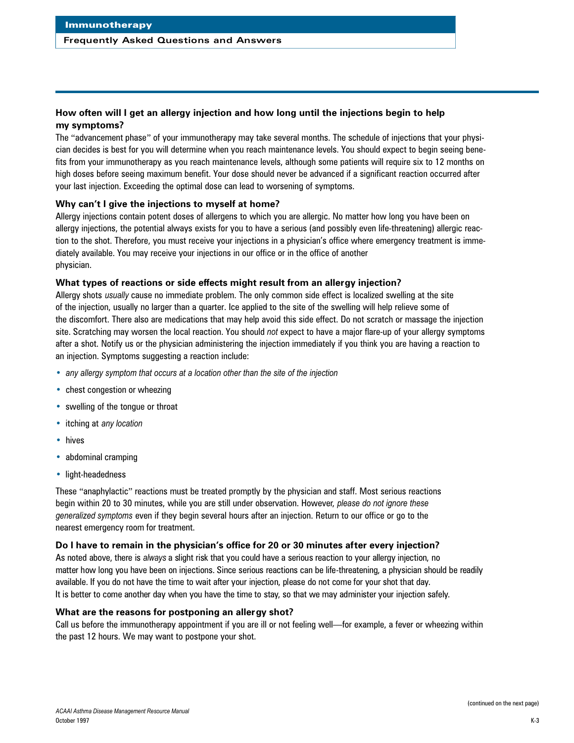### How often will I get an allergy injection and how long until the injections begin to help my symptoms?

The "advancement phase" of your immunotherapy may take several months. The schedule of injections that your physician decides is best for you will determine when you reach maintenance levels. You should expect to begin seeing benefits from your immunotherapy as you reach maintenance levels, although some patients will require six to 12 months on high doses before seeing maximum benefit. Your dose should never be advanced if a significant reaction occurred after your last injection. Exceeding the optimal dose can lead to worsening of symptoms.

### Why can't I give the injections to myself at home?

Allergy injections contain potent doses of allergens to which you are allergic. No matter how long you have been on allergy injections, the potential always exists for you to have a serious (and possibly even life-threatening) allergic reaction to the shot. Therefore, you must receive your injections in a physician's office where emergency treatment is immediately available. You may receive your injections in our office or in the office of another physician.

### What types of reactions or side effects might result from an allergy injection?

Allergy shots *usually* cause no immediate problem. The only common side effect is localized swelling at the site of the injection, usually no larger than a quarter. Ice applied to the site of the swelling will help relieve some of the discomfort. There also are medications that may help avoid this side effect. Do not scratch or massage the injection site. Scratching may worsen the local reaction. You should *not* expect to have a major flare-up of your allergy symptoms after a shot. Notify us or the physician administering the injection immediately if you think you are having a reaction to an injection. Symptoms suggesting a reaction include:

- *any allergy symptom that occurs at a location other than the site of the injection*
- chest congestion or wheezing
- swelling of the tongue or throat
- itching at *any location*
- hives
- abdominal cramping
- light-headedness

These "anaphylactic" reactions must be treated promptly by the physician and staff. Most serious reactions begin within 20 to 30 minutes, while you are still under observation. However, *please do not ignore these generalized symptoms* even if they begin several hours after an injection. Return to our office or go to the nearest emergency room for treatment.

### Do I have to remain in the physician's office for 20 or 30 minutes after every injection?

As noted above, there is *always* a slight risk that you could have a serious reaction to your allergy injection, no matter how long you have been on injections. Since serious reactions can be life-threatening, a physician should be readily available. If you do not have the time to wait after your injection, please do not come for your shot that day. It is better to come another day when you have the time to stay, so that we may administer your injection safely.

### What are the reasons for postponing an allergy shot?

Call us before the immunotherapy appointment if you are ill or not feeling well—for example, a fever or wheezing within the past 12 hours. We may want to postpone your shot.

(continued on the next page)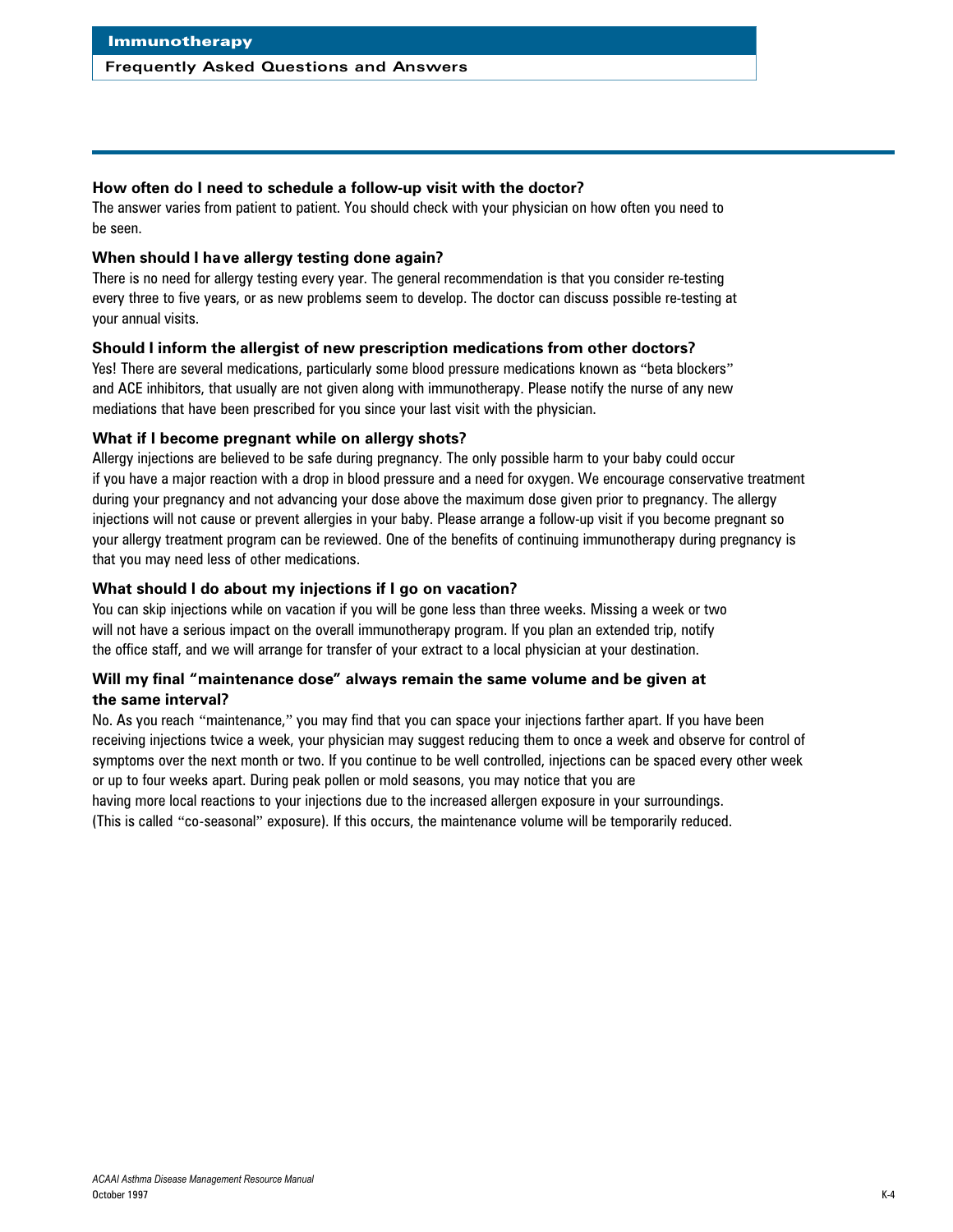### How often do I need to schedule a follow-up visit with the doctor?

The answer varies from patient to patient. You should check with your physician on how often you need to be seen.

### When should I have allergy testing done again?

There is no need for allergy testing every year. The general recommendation is that you consider re-testing every three to five years, or as new problems seem to develop. The doctor can discuss possible re-testing at your annual visits.

### Should I inform the allergist of new prescription medications from other doctors?

Yes! There are several medications, particularly some blood pressure medications known as "beta blockers" and ACE inhibitors, that usually are not given along with immunotherapy. Please notify the nurse of any new mediations that have been prescribed for you since your last visit with the physician.

### What if I become pregnant while on allergy shots?

Allergy injections are believed to be safe during pregnancy. The only possible harm to your baby could occur if you have a major reaction with a drop in blood pressure and a need for oxygen. We encourage conservative treatment during your pregnancy and not advancing your dose above the maximum dose given prior to pregnancy. The allergy injections will not cause or prevent allergies in your baby. Please arrange a follow-up visit if you become pregnant so your allergy treatment program can be reviewed. One of the benefits of continuing immunotherapy during pregnancy is that you may need less of other medications.

### What should I do about my injections if I go on vacation?

You can skip injections while on vacation if you will be gone less than three weeks. Missing a week or two will not have a serious impact on the overall immunotherapy program. If you plan an extended trip, notify the office staff, and we will arrange for transfer of your extract to a local physician at your destination.

### Will my final "maintenance dose" always remain the same volume and be given at the same interval?

No. As you reach "maintenance," you may find that you can space your injections farther apart. If you have been receiving injections twice a week, your physician may suggest reducing them to once a week and observe for control of symptoms over the next month or two. If you continue to be well controlled, injections can be spaced every other week or up to four weeks apart. During peak pollen or mold seasons, you may notice that you are having more local reactions to your injections due to the increased allergen exposure in your surroundings. (This is called "co-seasonal" exposure). If this occurs, the maintenance volume will be temporarily reduced.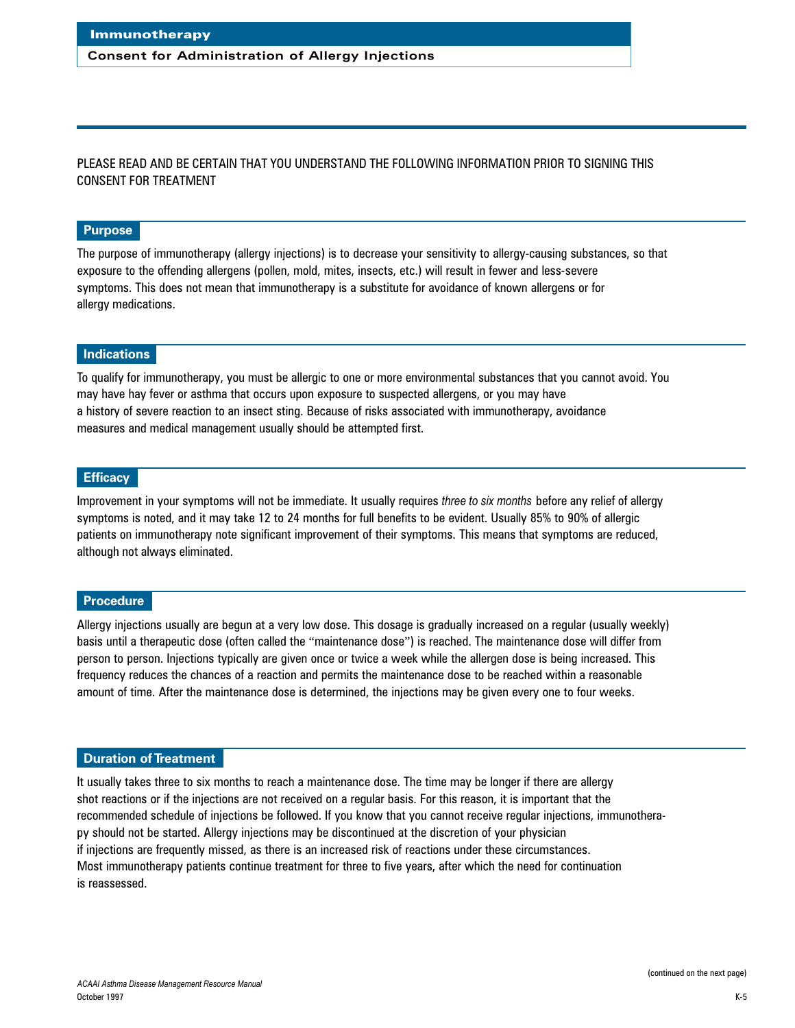# Immunotherapy

## Consent for Administration of Allergy Injections

PLEASE READ AND BE CERTAIN THAT YOU UNDERSTAND THE FOLLOWING INFORMATION PRIOR TO SIGNING THIS CONSENT FOR TREATMENT

### Purpose

The purpose of immunotherapy (allergy injections) is to decrease your sensitivity to allergy-causing substances, so that exposure to the offending allergens (pollen, mold, mites, insects, etc.) will result in fewer and less-severe symptoms. This does not mean that immunotherapy is a substitute for avoidance of known allergens or for allergy medications.

### Indications

To qualify for immunotherapy, you must be allergic to one or more environmental substances that you cannot avoid. You may have hay fever or asthma that occurs upon exposure to suspected allergens, or you may have a history of severe reaction to an insect sting. Because of risks associated with immunotherapy, avoidance measures and medical management usually should be attempted first.

### Efficacy

Improvement in your symptoms will not be immediate. It usually requires *three to six months* before any relief of allergy symptoms is noted, and it may take 12 to 24 months for full benefits to be evident. Usually 85% to 90% of allergic patients on immunotherapy note significant improvement of their symptoms. This means that symptoms are reduced, although not always eliminated.

### Procedure

Allergy injections usually are begun at a very low dose. This dosage is gradually increased on a regular (usually weekly) basis until a therapeutic dose (often called the "maintenance dose") is reached. The maintenance dose will differ from person to person. Injections typically are given once or twice a week while the allergen dose is being increased. This frequency reduces the chances of a reaction and permits the maintenance dose to be reached within a reasonable amount of time. After the maintenance dose is determined, the injections may be given every one to four weeks.

### Duration of Treatment

It usually takes three to six months to reach a maintenance dose. The time may be longer if there are allergy shot reactions or if the injections are not received on a regular basis. For this reason, it is important that the recommended schedule of injections be followed. If you know that you cannot receive regular injections, immunotherapy should not be started. Allergy injections may be discontinued at the discretion of your physician if injections are frequently missed, as there is an increased risk of reactions under these circumstances. Most immunotherapy patients continue treatment for three to five years, after which the need for continuation is reassessed.

(continued on the next page)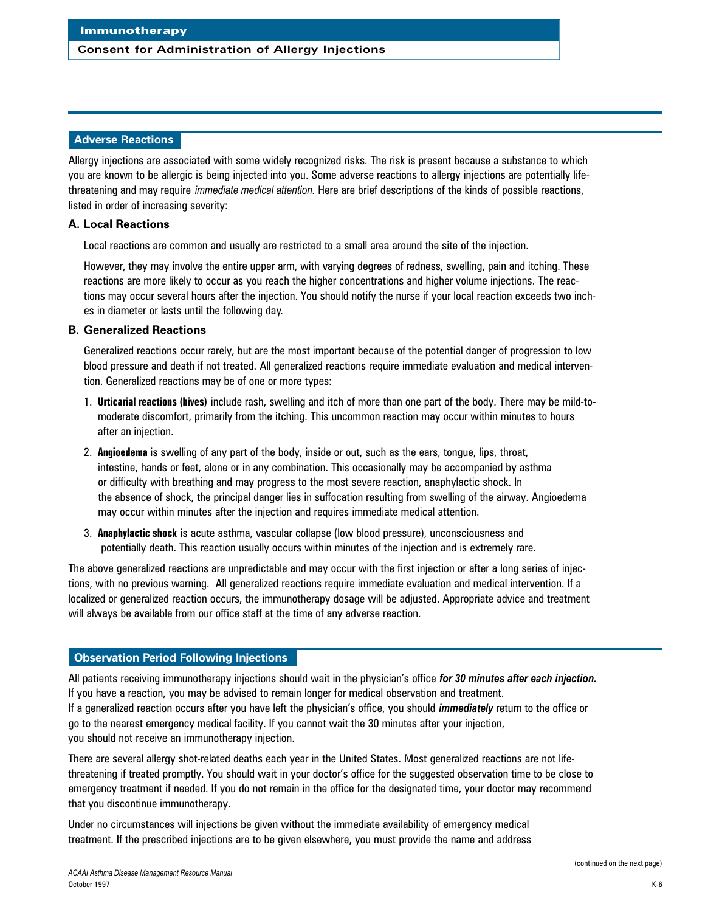## Immunotherapy

### Consent for Administration of Allergy Injections

## Adverse Reactions

Allergy injections are associated with some widely recognized risks. The risk is present because a substance to which you are known to be allergic is being injected into you. Some adverse reactions to allergy injections are potentially life-threatening and may require *immediate medical attention.* Here are brief descriptions of the kinds of possible reactions, listed in order of increasing severity:

### A. Local Reactions

Local reactions are common and usually are restricted to a small area around the site of the injection.

However, they may involve the entire upper arm, with varying degrees of redness, swelling, pain and itching. These reactions are more likely to occur as you reach the higher concentrations and higher volume injections. The reactions may occur several hours after the injection. You should notify the nurse if your local reaction exceeds two inches in diameter or lasts until the following day.

### B. Generalized Reactions

Generalized reactions occur rarely, but are the most important because of the potential danger of progression to low blood pressure and death if not treated. All generalized reactions require immediate evaluation and medical intervention. Generalized reactions may be of one or more types:

1. **Urticarial reactions (hives)** include rash, swelling and itch of more than one part of the body. There may be mild-to-moderate discomfort, primarily from the itching. This uncommon reaction may occur within minutes to hours after an injection.
2. **Angioedema** is swelling of any part of the body, inside or out, such as the ears, tongue, lips, throat, intestine, hands or feet, alone or in any combination. This occasionally may be accompanied by asthma or difficulty with breathing and may progress to the most severe reaction, anaphylactic shock. In the absence of shock, the principal danger lies in suffocation resulting from swelling of the airway. Angioedema may occur within minutes after the injection and requires immediate medical attention.
3. **Anaphylactic shock** is acute asthma, vascular collapse (low blood pressure), unconsciousness and potentially death. This reaction usually occurs within minutes of the injection and is extremely rare.

The above generalized reactions are unpredictable and may occur with the first injection or after a long series of injections, with no previous warning. All generalized reactions require immediate evaluation and medical intervention. If a localized or generalized reaction occurs, the immunotherapy dosage will be adjusted. Appropriate advice and treatment will always be available from our office staff at the time of any adverse reaction.

## Observation Period Following Injections

All patients receiving immunotherapy injections should wait in the physician's office ***for 30 minutes after each injection.*** If you have a reaction, you may be advised to remain longer for medical observation and treatment. If a generalized reaction occurs after you have left the physician's office, you should ***immediately*** return to the office or go to the nearest emergency medical facility. If you cannot wait the 30 minutes after your injection, you should not receive an immunotherapy injection.

There are several allergy shot-related deaths each year in the United States. Most generalized reactions are not life-threatening if treated promptly. You should wait in your doctor's office for the suggested observation time to be close to emergency treatment if needed. If you do not remain in the office for the designated time, your doctor may recommend that you discontinue immunotherapy.

Under no circumstances will injections be given without the immediate availability of emergency medical treatment. If the prescribed injections are to be given elsewhere, you must provide the name and address

(continued on the next page)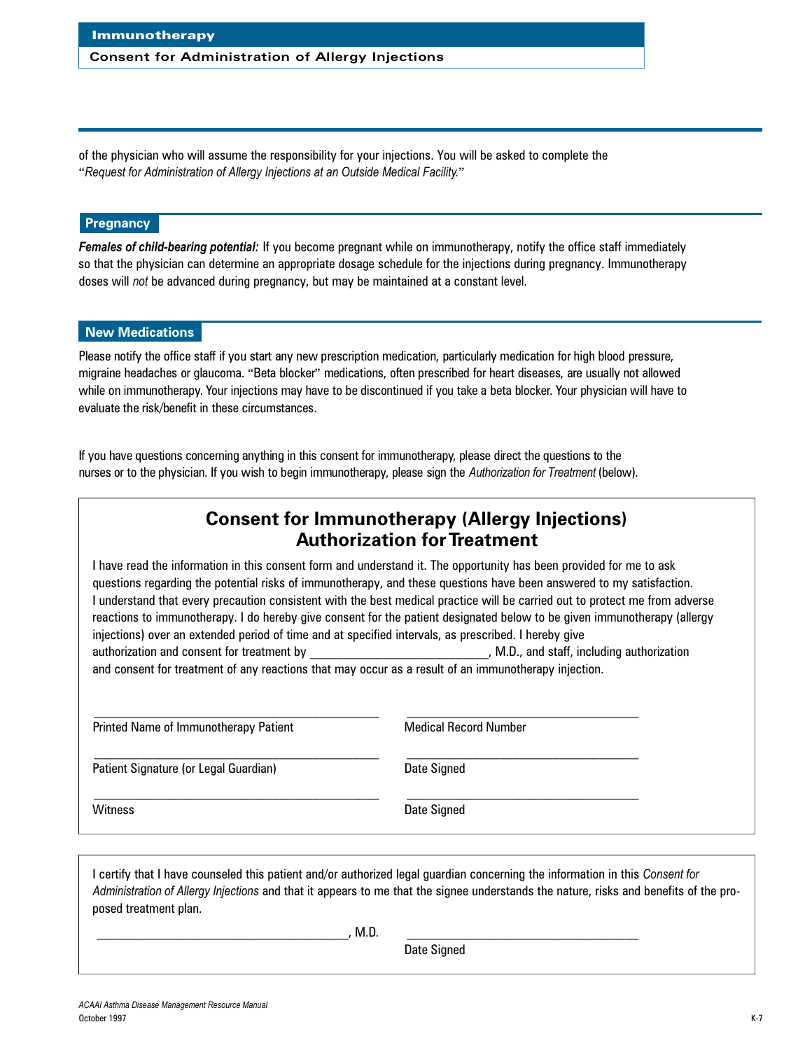of the physician who will assume the responsibility for your injections. You will be asked to complete the "*Request for Administration of Allergy Injections at an Outside Medical Facility.*"

## Pregnancy

***Females of child-bearing potential:*** If you become pregnant while on immunotherapy, notify the office staff immediately so that the physician can determine an appropriate dosage schedule for the injections during pregnancy. Immunotherapy doses will *not* be advanced during pregnancy, but may be maintained at a constant level.

## New Medications

Please notify the office staff if you start any new prescription medication, particularly medication for high blood pressure, migraine headaches or glaucoma. "Beta blocker" medications, often prescribed for heart diseases, are usually not allowed while on immunotherapy. Your injections may have to be discontinued if you take a beta blocker. Your physician will have to evaluate the risk/benefit in these circumstances.

If you have questions concerning anything in this consent for immunotherapy, please direct the questions to the nurses or to the physician. If you wish to begin immunotherapy, please sign the *Authorization for Treatment* (below).

## Consent for Immunotherapy (Allergy Injections) Authorization for Treatment

I have read the information in this consent form and understand it. The opportunity has been provided for me to ask questions regarding the potential risks of immunotherapy, and these questions have been answered to my satisfaction. I understand that every precaution consistent with the best medical practice will be carried out to protect me from adverse reactions to immunotherapy. I do hereby give consent for the patient designated below to be given immunotherapy (allergy injections) over an extended period of time and at specified intervals, as prescribed. I hereby give authorization and consent for treatment by ___________________________, M.D., and staff, including authorization and consent for treatment of any reactions that may occur as a result of an immunotherapy injection.

_____________________________________________ &nbsp;&nbsp;&nbsp; _____________________________________
Printed Name of Immunotherapy Patient &nbsp;&nbsp;&nbsp; Medical Record Number

_____________________________________________ &nbsp;&nbsp;&nbsp; _____________________________________
Patient Signature (or Legal Guardian) &nbsp;&nbsp;&nbsp; Date Signed

_____________________________________________ &nbsp;&nbsp;&nbsp; _____________________________________
Witness &nbsp;&nbsp;&nbsp; Date Signed

---

I certify that I have counseled this patient and/or authorized legal guardian concerning the information in this *Consent for Administration of Allergy Injections* and that it appears to me that the signee understands the nature, risks and benefits of the proposed treatment plan.

________________________________________, M.D. &nbsp;&nbsp;&nbsp; _____________________________________
Date Signed

*ACAAI Asthma Disease Management Resource Manual*
October 1997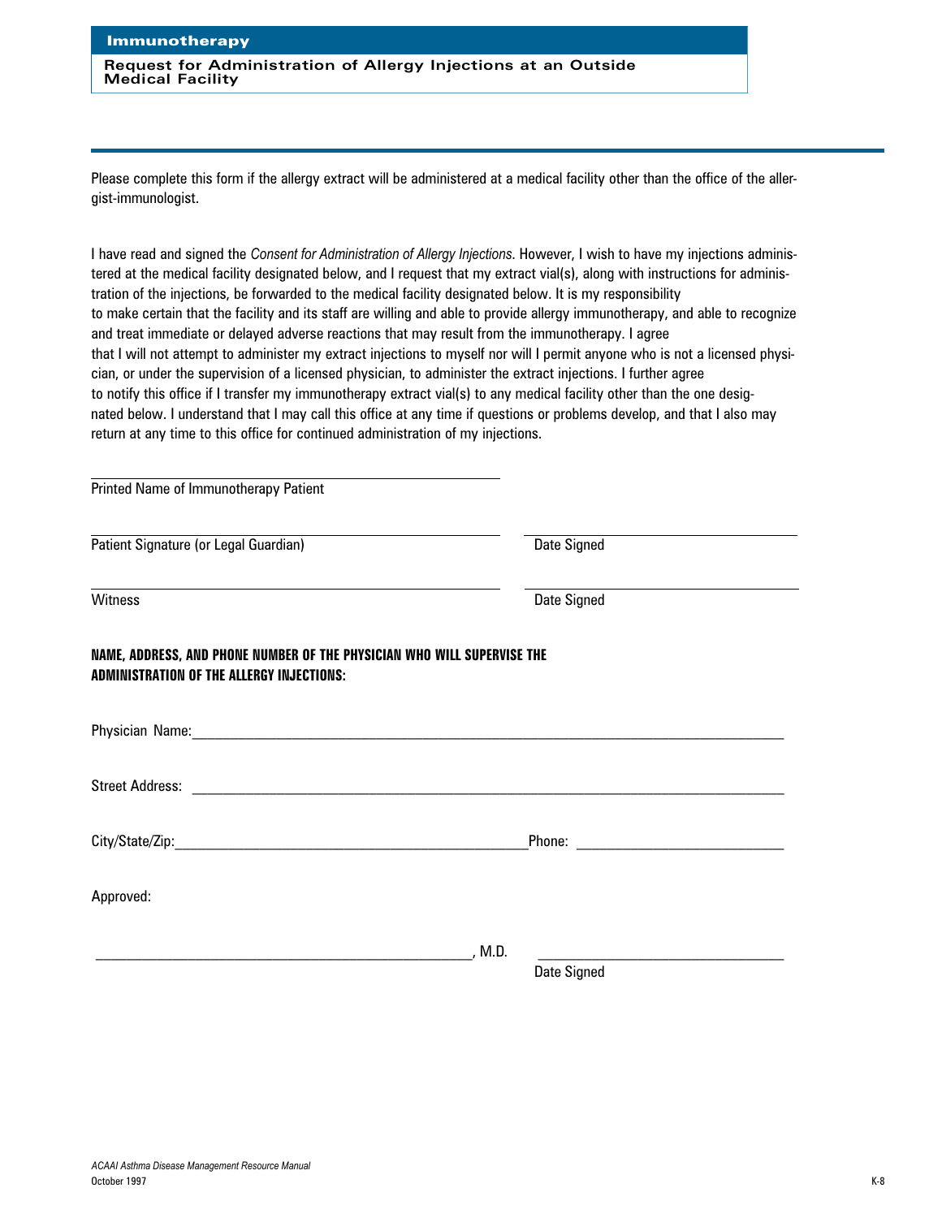## Immunotherapy

### Request for Administration of Allergy Injections at an Outside Medical Facility

Please complete this form if the allergy extract will be administered at a medical facility other than the office of the allergist-immunologist.

I have read and signed the *Consent for Administration of Allergy Injections*. However, I wish to have my injections administered at the medical facility designated below, and I request that my extract vial(s), along with instructions for administration of the injections, be forwarded to the medical facility designated below. It is my responsibility to make certain that the facility and its staff are willing and able to provide allergy immunotherapy, and able to recognize and treat immediate or delayed adverse reactions that may result from the immunotherapy. I agree that I will not attempt to administer my extract injections to myself nor will I permit anyone who is not a licensed physician, or under the supervision of a licensed physician, to administer the extract injections. I further agree to notify this office if I transfer my immunotherapy extract vial(s) to any medical facility other than the one designated below. I understand that I may call this office at any time if questions or problems develop, and that I also may return at any time to this office for continued administration of my injections.

\_\_\_\_\_\_\_\_\_\_\_\_\_\_\_\_\_\_\_\_\_\_\_\_\_\_\_\_\_\_\_\_\_\_\_\_\_\_\_\_
Printed Name of Immunotherapy Patient

\_\_\_\_\_\_\_\_\_\_\_\_\_\_\_\_\_\_\_\_\_\_\_\_\_\_\_\_\_\_\_\_\_\_\_\_\_\_\_\_ \_\_\_\_\_\_\_\_\_\_\_\_\_\_\_\_\_\_\_\_\_\_\_\_\_\_
Patient Signature (or Legal Guardian) Date Signed

\_\_\_\_\_\_\_\_\_\_\_\_\_\_\_\_\_\_\_\_\_\_\_\_\_\_\_\_\_\_\_\_\_\_\_\_\_\_\_\_ \_\_\_\_\_\_\_\_\_\_\_\_\_\_\_\_\_\_\_\_\_\_\_\_\_\_
Witness Date Signed

**NAME, ADDRESS, AND PHONE NUMBER OF THE PHYSICIAN WHO WILL SUPERVISE THE ADMINISTRATION OF THE ALLERGY INJECTIONS:**

Physician Name:\_\_\_\_\_\_\_\_\_\_\_\_\_\_\_\_\_\_\_\_\_\_\_\_\_\_\_\_\_\_\_\_\_\_\_\_\_\_\_\_\_\_\_\_\_\_\_\_\_\_\_\_\_\_\_\_\_\_

Street Address: \_\_\_\_\_\_\_\_\_\_\_\_\_\_\_\_\_\_\_\_\_\_\_\_\_\_\_\_\_\_\_\_\_\_\_\_\_\_\_\_\_\_\_\_\_\_\_\_\_\_\_\_\_\_\_\_\_\_

City/State/Zip:\_\_\_\_\_\_\_\_\_\_\_\_\_\_\_\_\_\_\_\_\_\_\_\_\_\_\_\_\_\_\_\_\_\_\_\_\_\_Phone: \_\_\_\_\_\_\_\_\_\_\_\_\_\_\_\_\_\_\_\_\_\_

Approved:

\_\_\_\_\_\_\_\_\_\_\_\_\_\_\_\_\_\_\_\_\_\_\_\_\_\_\_\_\_\_\_\_\_\_\_\_\_\_\_\_, M.D. \_\_\_\_\_\_\_\_\_\_\_\_\_\_\_\_\_\_\_\_\_\_\_\_\_\_
Date Signed

*ACAAI Asthma Disease Management Resource Manual*
October 1997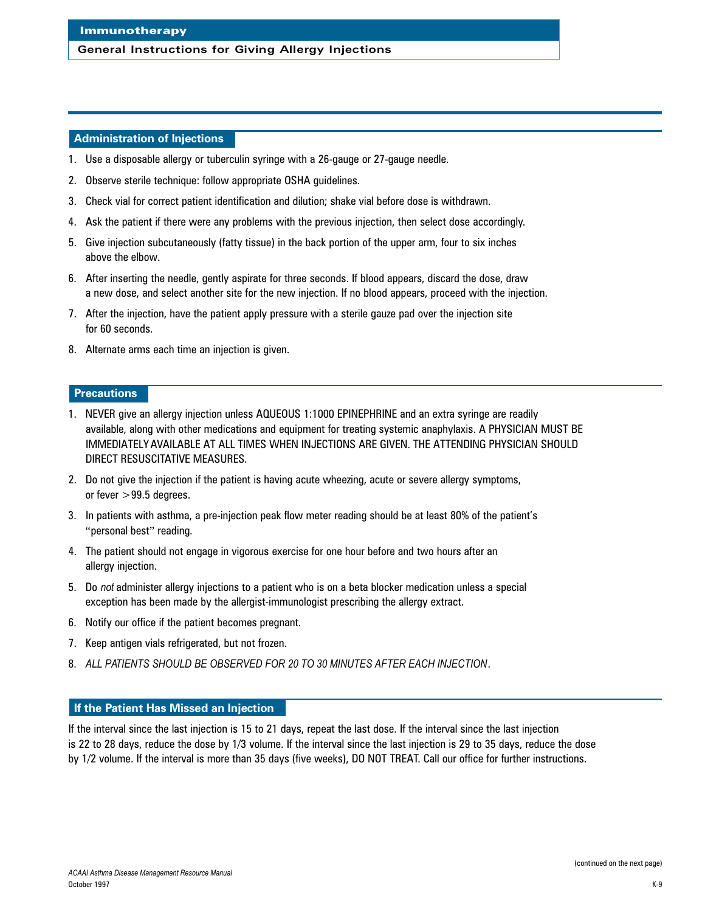# Immunotherapy

## General Instructions for Giving Allergy Injections

### Administration of Injections

1. Use a disposable allergy or tuberculin syringe with a 26-gauge or 27-gauge needle.
2. Observe sterile technique: follow appropriate OSHA guidelines.
3. Check vial for correct patient identification and dilution; shake vial before dose is withdrawn.
4. Ask the patient if there were any problems with the previous injection, then select dose accordingly.
5. Give injection subcutaneously (fatty tissue) in the back portion of the upper arm, four to six inches above the elbow.
6. After inserting the needle, gently aspirate for three seconds. If blood appears, discard the dose, draw a new dose, and select another site for the new injection. If no blood appears, proceed with the injection.
7. After the injection, have the patient apply pressure with a sterile gauze pad over the injection site for 60 seconds.
8. Alternate arms each time an injection is given.

### Precautions

1. NEVER give an allergy injection unless AQUEOUS 1:1000 EPINEPHRINE and an extra syringe are readily available, along with other medications and equipment for treating systemic anaphylaxis. A PHYSICIAN MUST BE IMMEDIATELY AVAILABLE AT ALL TIMES WHEN INJECTIONS ARE GIVEN. THE ATTENDING PHYSICIAN SHOULD DIRECT RESUSCITATIVE MEASURES.
2. Do not give the injection if the patient is having acute wheezing, acute or severe allergy symptoms, or fever >99.5 degrees.
3. In patients with asthma, a pre-injection peak flow meter reading should be at least 80% of the patient's "personal best" reading.
4. The patient should not engage in vigorous exercise for one hour before and two hours after an allergy injection.
5. Do *not* administer allergy injections to a patient who is on a beta blocker medication unless a special exception has been made by the allergist-immunologist prescribing the allergy extract.
6. Notify our office if the patient becomes pregnant.
7. Keep antigen vials refrigerated, but not frozen.
8. *ALL PATIENTS SHOULD BE OBSERVED FOR 20 TO 30 MINUTES AFTER EACH INJECTION*.

### If the Patient Has Missed an Injection

If the interval since the last injection is 15 to 21 days, repeat the last dose. If the interval since the last injection is 22 to 28 days, reduce the dose by 1/3 volume. If the interval since the last injection is 29 to 35 days, reduce the dose by 1/2 volume. If the interval is more than 35 days (five weeks), DO NOT TREAT. Call our office for further instructions.

(continued on the next page)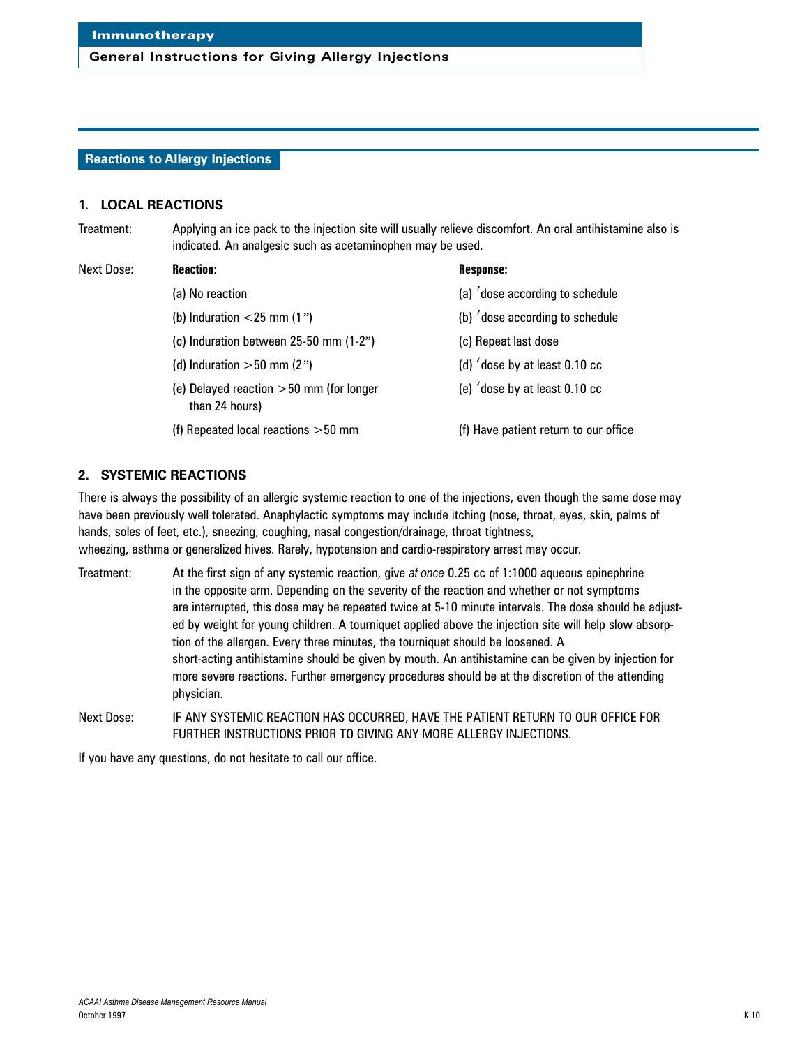## Immunotherapy

### General Instructions for Giving Allergy Injections

## Reactions to Allergy Injections

### 1. LOCAL REACTIONS

Treatment: Applying an ice pack to the injection site will usually relieve discomfort. An oral antihistamine also is indicated. An analgesic such as acetaminophen may be used.

Next Dose:

| **Reaction:** | **Response:** |
|---|---|
| (a) No reaction | (a) ′dose according to schedule |
| (b) Induration <25 mm (1") | (b) ′dose according to schedule |
| (c) Induration between 25-50 mm (1-2") | (c) Repeat last dose |
| (d) Induration >50 mm (2") | (d) ʻdose by at least 0.10 cc |
| (e) Delayed reaction >50 mm (for longer than 24 hours) | (e) ʻdose by at least 0.10 cc |
| (f) Repeated local reactions >50 mm | (f) Have patient return to our office |

### 2. SYSTEMIC REACTIONS

There is always the possibility of an allergic systemic reaction to one of the injections, even though the same dose may have been previously well tolerated. Anaphylactic symptoms may include itching (nose, throat, eyes, skin, palms of hands, soles of feet, etc.), sneezing, coughing, nasal congestion/drainage, throat tightness, wheezing, asthma or generalized hives. Rarely, hypotension and cardio-respiratory arrest may occur.

Treatment: At the first sign of any systemic reaction, give *at once* 0.25 cc of 1:1000 aqueous epinephrine in the opposite arm. Depending on the severity of the reaction and whether or not symptoms are interrupted, this dose may be repeated twice at 5-10 minute intervals. The dose should be adjusted by weight for young children. A tourniquet applied above the injection site will help slow absorption of the allergen. Every three minutes, the tourniquet should be loosened. A short-acting antihistamine should be given by mouth. An antihistamine can be given by injection for more severe reactions. Further emergency procedures should be at the discretion of the attending physician.

Next Dose: IF ANY SYSTEMIC REACTION HAS OCCURRED, HAVE THE PATIENT RETURN TO OUR OFFICE FOR FURTHER INSTRUCTIONS PRIOR TO GIVING ANY MORE ALLERGY INJECTIONS.

If you have any questions, do not hesitate to call our office.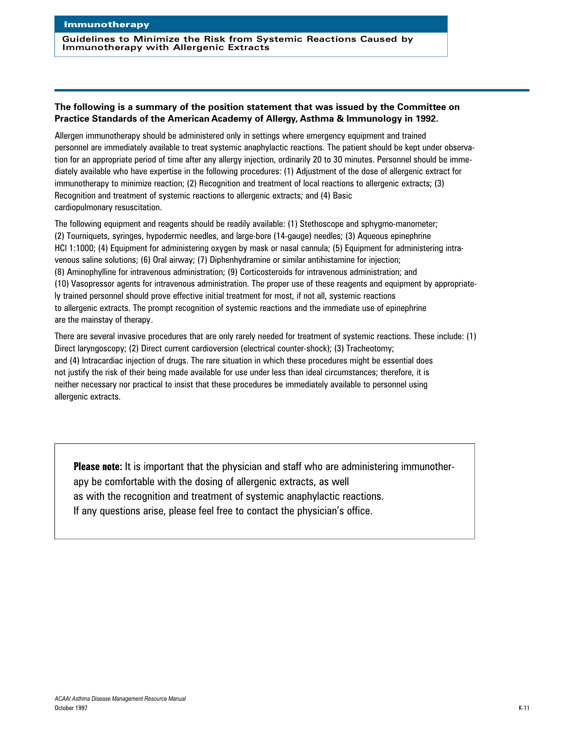## Immunotherapy

### Guidelines to Minimize the Risk from Systemic Reactions Caused by Immunotherapy with Allergenic Extracts

**The following is a summary of the position statement that was issued by the Committee on Practice Standards of the American Academy of Allergy, Asthma & Immunology in 1992.**

Allergen immunotherapy should be administered only in settings where emergency equipment and trained personnel are immediately available to treat systemic anaphylactic reactions. The patient should be kept under observation for an appropriate period of time after any allergy injection, ordinarily 20 to 30 minutes. Personnel should be immediately available who have expertise in the following procedures: (1) Adjustment of the dose of allergenic extract for immunotherapy to minimize reaction; (2) Recognition and treatment of local reactions to allergenic extracts; (3) Recognition and treatment of systemic reactions to allergenic extracts; and (4) Basic cardiopulmonary resuscitation.

The following equipment and reagents should be readily available: (1) Stethoscope and sphygmo-manometer; (2) Tourniquets, syringes, hypodermic needles, and large-bore (14-gauge) needles; (3) Aqueous epinephrine HCl 1:1000; (4) Equipment for administering oxygen by mask or nasal cannula; (5) Equipment for administering intravenous saline solutions; (6) Oral airway; (7) Diphenhydramine or similar antihistamine for injection; (8) Aminophylline for intravenous administration; (9) Corticosteroids for intravenous administration; and (10) Vasopressor agents for intravenous administration. The proper use of these reagents and equipment by appropriately trained personnel should prove effective initial treatment for most, if not all, systemic reactions to allergenic extracts. The prompt recognition of systemic reactions and the immediate use of epinephrine are the mainstay of therapy.

There are several invasive procedures that are only rarely needed for treatment of systemic reactions. These include: (1) Direct laryngoscopy; (2) Direct current cardioversion (electrical counter-shock); (3) Tracheotomy; and (4) Intracardiac injection of drugs. The rare situation in which these procedures might be essential does not justify the risk of their being made available for use under less than ideal circumstances; therefore, it is neither necessary nor practical to insist that these procedures be immediately available to personnel using allergenic extracts.

**Please note:** It is important that the physician and staff who are administering immunotherapy be comfortable with the dosing of allergenic extracts, as well as with the recognition and treatment of systemic anaphylactic reactions. If any questions arise, please feel free to contact the physician's office.